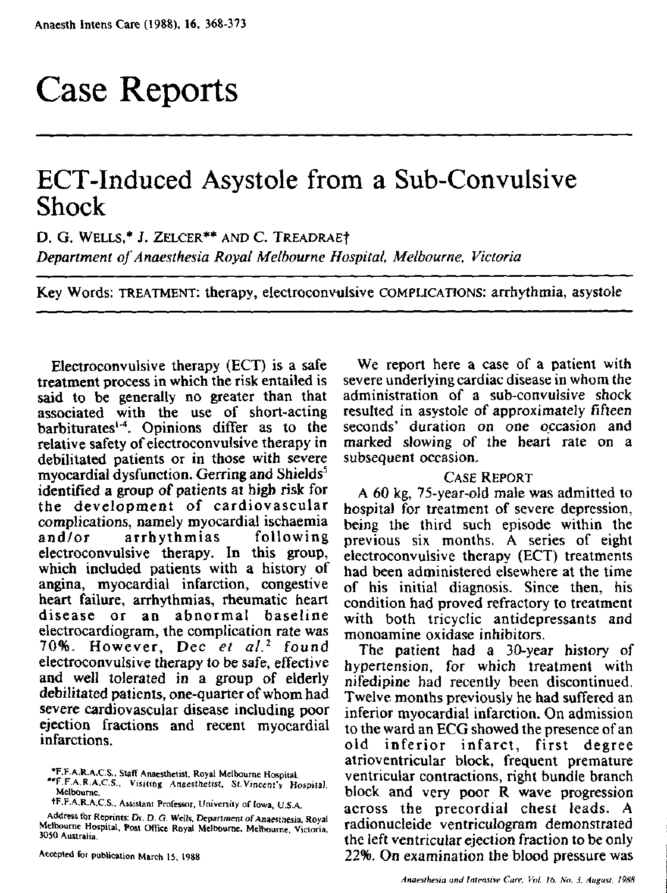# Case Reports

## ECT-Induced Asystole from a Sub-Convulsive Shock

D. G. WELLS,* J. ZELCER** AND C. TREADRAE†

*Department of Anaesthesia Royal Melbourne Hospital, Melbourne, Victoria*

Key Words: TREATMENT: therapy, electroconvulsive COMPLICATIONS: arrhythmia, asystole

Electroconvulsive therapy (ECT) is a safe treatment process in which the risk entailed is said to be generally no greater than that associated with the use of short-acting barbiturates[1-4]. Opinions differ as to the relative safety of electroconvulsive therapy in debilitated patients or in those with severe myocardial dysfunction. Gerring and Shields[5] identified a group of patients at high risk for the development of cardiovascular complications, namely myocardial ischaemia and/or arrhythmias following electroconvulsive therapy. In this group, which included patients with a history of angina, myocardial infarction, congestive heart failure, arrhythmias, rheumatic heart disease or an abnormal baseline electrocardiogram, the complication rate was 70%. However, Dec *et al.*[2] found electroconvulsive therapy to be safe, effective and well tolerated in a group of elderly debilitated patients, one-quarter of whom had severe cardiovascular disease including poor ejection fractions and recent myocardial infarctions.

We report here a case of a patient with severe underlying cardiac disease in whom the administration of a sub-convulsive shock resulted in asystole of approximately fifteen seconds' duration on one occasion and marked slowing of the heart rate on a subsequent occasion.

### CASE REPORT

A 60 kg, 75-year-old male was admitted to hospital for treatment of severe depression, being the third such episode within the previous six months. A series of eight electroconvulsive therapy (ECT) treatments had been administered elsewhere at the time of his initial diagnosis. Since then, his condition had proved refractory to treatment with both tricyclic antidepressants and monoamine oxidase inhibitors.

The patient had a 30-year history of hypertension, for which treatment with nifedipine had recently been discontinued. Twelve months previously he had suffered an inferior myocardial infarction. On admission to the ward an ECG showed the presence of an old inferior infarct, first degree atrioventricular block, frequent premature ventricular contractions, right bundle branch block and very poor R wave progression across the precordial chest leads. A radionucleide ventriculogram demonstrated the left ventricular ejection fraction to be only 22%. On examination the blood pressure was

*F.F.A.R.A.C.S., Staff Anaesthetist, Royal Melbourne Hospital.
**F.F.A.R.A.C.S., Visiting Anaesthetist, St.Vincent's Hospital, Melbourne.
†F.F.A.R.A.C.S., Assistant Professor, University of Iowa, U.S.A.

Address for Reprints: Dr. D. G. Wells, Department of Anaesthesia, Royal Melbourne Hospital, Post Office Royal Melbourne, Melbourne, Victoria, 3050 Australia.

Accepted for publication March 15, 1988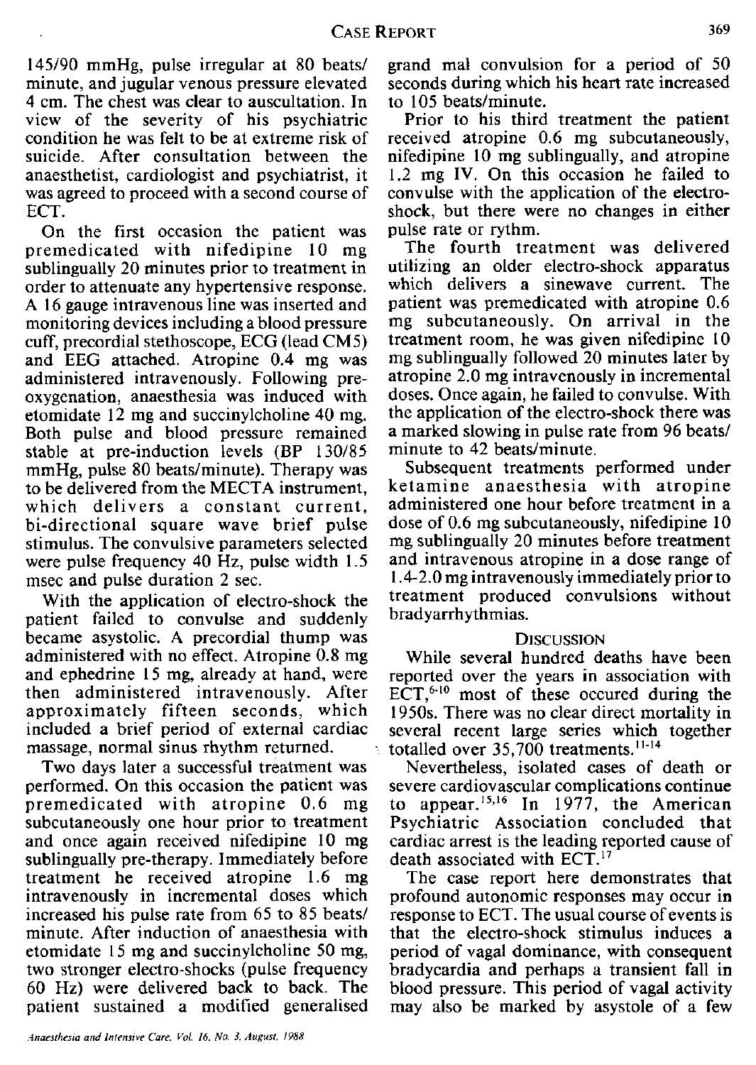145/90 mmHg, pulse irregular at 80 beats/minute, and jugular venous pressure elevated 4 cm. The chest was clear to auscultation. In view of the severity of his psychiatric condition he was felt to be at extreme risk of suicide. After consultation between the anaesthetist, cardiologist and psychiatrist, it was agreed to proceed with a second course of ECT.

On the first occasion the patient was premedicated with nifedipine 10 mg sublingually 20 minutes prior to treatment in order to attenuate any hypertensive response. A 16 gauge intravenous line was inserted and monitoring devices including a blood pressure cuff, precordial stethoscope, ECG (lead CM5) and EEG attached. Atropine 0.4 mg was administered intravenously. Following pre-oxygenation, anaesthesia was induced with etomidate 12 mg and succinylcholine 40 mg. Both pulse and blood pressure remained stable at pre-induction levels (BP 130/85 mmHg, pulse 80 beats/minute). Therapy was to be delivered from the MECTA instrument, which delivers a constant current, bi-directional square wave brief pulse stimulus. The convulsive parameters selected were pulse frequency 40 Hz, pulse width 1.5 msec and pulse duration 2 sec.

With the application of electro-shock the patient failed to convulse and suddenly became asystolic. A precordial thump was administered with no effect. Atropine 0.8 mg and ephedrine 15 mg, already at hand, were then administered intravenously. After approximately fifteen seconds, which included a brief period of external cardiac massage, normal sinus rhythm returned.

Two days later a successful treatment was performed. On this occasion the patient was premedicated with atropine 0.6 mg subcutaneously one hour prior to treatment and once again received nifedipine 10 mg sublingually pre-therapy. Immediately before treatment he received atropine 1.6 mg intravenously in incremental doses which increased his pulse rate from 65 to 85 beats/minute. After induction of anaesthesia with etomidate 15 mg and succinylcholine 50 mg, two stronger electro-shocks (pulse frequency 60 Hz) were delivered back to back. The patient sustained a modified generalised grand mal convulsion for a period of 50 seconds during which his heart rate increased to 105 beats/minute.

Prior to his third treatment the patient received atropine 0.6 mg subcutaneously, nifedipine 10 mg sublingually, and atropine 1.2 mg IV. On this occasion he failed to convulse with the application of the electro-shock, but there were no changes in either pulse rate or rythm.

The fourth treatment was delivered utilizing an older electro-shock apparatus which delivers a sinewave current. The patient was premedicated with atropine 0.6 mg subcutaneously. On arrival in the treatment room, he was given nifedipine 10 mg sublingually followed 20 minutes later by atropine 2.0 mg intravenously in incremental doses. Once again, he failed to convulse. With the application of the electro-shock there was a marked slowing in pulse rate from 96 beats/minute to 42 beats/minute.

Subsequent treatments performed under ketamine anaesthesia with atropine administered one hour before treatment in a dose of 0.6 mg subcutaneously, nifedipine 10 mg sublingually 20 minutes before treatment and intravenous atropine in a dose range of 1.4-2.0 mg intravenously immediately prior to treatment produced convulsions without bradyarrhythmias.

## Discussion

While several hundred deaths have been reported over the years in association with ECT,[6-10] most of these occured during the 1950s. There was no clear direct mortality in several recent large series which together totalled over 35,700 treatments.[11-14]

Nevertheless, isolated cases of death or severe cardiovascular complications continue to appear.[15,16] In 1977, the American Psychiatric Association concluded that cardiac arrest is the leading reported cause of death associated with ECT.[17]

The case report here demonstrates that profound autonomic responses may occur in response to ECT. The usual course of events is that the electro-shock stimulus induces a period of vagal dominance, with consequent bradycardia and perhaps a transient fall in blood pressure. This period of vagal activity may also be marked by asystole of a few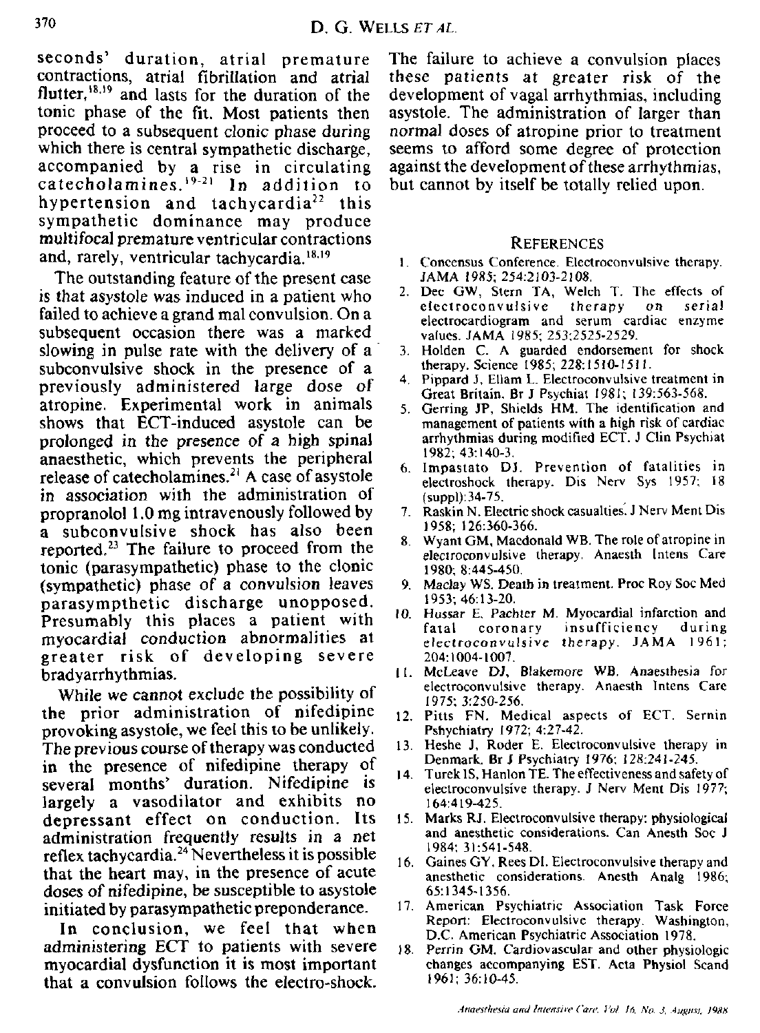seconds' duration, atrial premature contractions, atrial fibrillation and atrial flutter,[18,19] and lasts for the duration of the tonic phase of the fit. Most patients then proceed to a subsequent clonic phase during which there is central sympathetic discharge, accompanied by a rise in circulating catecholamines.[19-21] In addition to hypertension and tachycardia[22] this sympathetic dominance may produce multifocal premature ventricular contractions and, rarely, ventricular tachycardia.[18,19]

The outstanding feature of the present case is that asystole was induced in a patient who failed to achieve a grand mal convulsion. On a subsequent occasion there was a marked slowing in pulse rate with the delivery of a subconvulsive shock in the presence of a previously administered large dose of atropine. Experimental work in animals shows that ECT-induced asystole can be prolonged in the presence of a high spinal anaesthetic, which prevents the peripheral release of catecholamines.[21] A case of asystole in association with the administration of propranolol 1.0 mg intravenously followed by a subconvulsive shock has also been reported.[23] The failure to proceed from the tonic (parasympathetic) phase to the clonic (sympathetic) phase of a convulsion leaves parasympthetic discharge unopposed. Presumably this places a patient with myocardial conduction abnormalities at greater risk of developing severe bradyarrhythmias.

While we cannot exclude the possibility of the prior administration of nifedipine provoking asystole, we feel this to be unlikely. The previous course of therapy was conducted in the presence of nifedipine therapy of several months' duration. Nifedipine is largely a vasodilator and exhibits no depressant effect on conduction. Its administration frequently results in a net reflex tachycardia.[24] Nevertheless it is possible that the heart may, in the presence of acute doses of nifedipine, be susceptible to asystole initiated by parasympathetic preponderance.

In conclusion, we feel that when administering ECT to patients with severe myocardial dysfunction it is most important that a convulsion follows the electro-shock. The failure to achieve a convulsion places these patients at greater risk of the development of vagal arrhythmias, including asystole. The administration of larger than normal doses of atropine prior to treatment seems to afford some degree of protection against the development of these arrhythmias, but cannot by itself be totally relied upon.

## REFERENCES

1. Concensus Conference. Electroconvulsive therapy. JAMA 1985; 254:2103-2108.
2. Dec GW, Stern TA, Welch T. The effects of electroconvulsive therapy on serial electrocardiogram and serum cardiac enzyme values. JAMA 1985; 253:2525-2529.
3. Holden C. A guarded endorsement for shock therapy. Science 1985; 228:1510-1511.
4. Pippard J, Ellam L. Electroconvulsive treatment in Great Britain. Br J Psychiat 1981; 139:563-568.
5. Gerring JP, Shields HM. The identification and management of patients with a high risk of cardiac arrhythmias during modified ECT. J Clin Psychiat 1982; 43:140-3.
6. Impastato DJ. Prevention of fatalities in electroshock therapy. Dis Nerv Sys 1957; 18 (suppl):34-75.
7. Raskin N. Electric shock casualties. J Nerv Ment Dis 1958; 126:360-366.
8. Wyant GM, Macdonald WB. The role of atropine in electroconvulsive therapy. Anaesth Intens Care 1980; 8:445-450.
9. Maclay WS. Death in treatment. Proc Roy Soc Med 1953; 46:13-20.
10. Hussar E, Pachter M. Myocardial infarction and fatal coronary insufficiency during electroconvulsive therapy. JAMA 1961; 204:1004-1007.
11. McLeave DJ, Blakemore WB. Anaesthesia for electroconvulsive therapy. Anaesth Intens Care 1975; 3:250-256.
12. Pitts FN. Medical aspects of ECT. Sernin Pshychiatry 1972; 4:27-42.
13. Heshe J, Roder E. Electroconvulsive therapy in Denmark. Br J Psychiatry 1976; 128:241-245.
14. Turek IS, Hanlon TE. The effectiveness and safety of electroconvulsive therapy. J Nerv Ment Dis 1977; 164:419-425.
15. Marks RJ. Electroconvulsive therapy: physiological and anesthetic considerations. Can Anesth Soc J 1984; 31:541-548.
16. Gaines GY, Rees DI. Electroconvulsive therapy and anesthetic considerations. Anesth Analg 1986; 65:1345-1356.
17. American Psychiatric Association Task Force Report: Electroconvulsive therapy. Washington, D.C. American Psychiatric Association 1978.
18. Perrin GM. Cardiovascular and other physiologic changes accompanying EST. Acta Physiol Scand 1961; 36:10-45.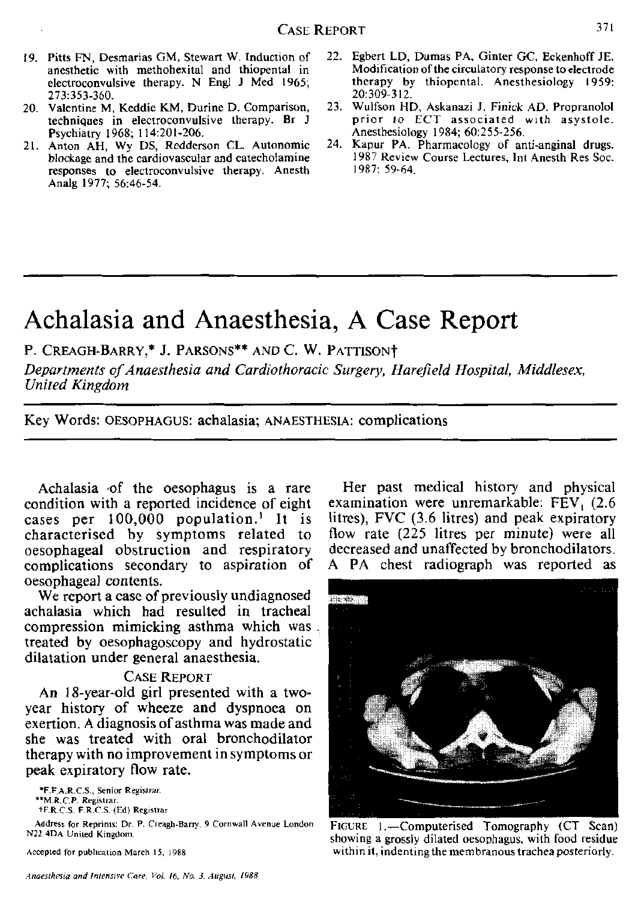19. Pitts FN, Desmarias GM, Stewart W. Induction of anesthetic with methohexital and thiopental in electroconvulsive therapy. N Engl J Med 1965; 273:353-360.
20. Valentine M, Keddie KM, Durine D. Comparison, techniques in electroconvulsive therapy. Br J Psychiatry 1968; 114:201-206.
21. Anton AH, Wy DS, Redderson CL. Autonomic blockage and the cardiovascular and catecholamine responses to electroconvulsive therapy. Anesth Analg 1977; 56:46-54.
22. Egbert LD, Dumas PA, Ginter GC, Eckenhoff JE. Modification of the circulatory response to electrode therapy by thiopental. Anesthesiology 1959: 20:309-312.
23. Wulfson HD, Askanazi J, Finick AD. Propranolol prior to ECT associated with asystole. Anesthesiology 1984; 60:255-256.
24. Kapur PA. Pharmacology of anti-anginal drugs. 1987 Review Course Lectures, Int Anesth Res Soc. 1987: 59-64.

# Achalasia and Anaesthesia, A Case Report

P. CREAGH-BARRY,* J. PARSONS** AND C. W. PATTISON†

*Departments of Anaesthesia and Cardiothoracic Surgery, Harefield Hospital, Middlesex, United Kingdom*

Key Words: OESOPHAGUS: achalasia; ANAESTHESIA: complications

Achalasia of the oesophagus is a rare condition with a reported incidence of eight cases per 100,000 population.[1] It is characterised by symptoms related to oesophageal obstruction and respiratory complications secondary to aspiration of oesophageal contents.

We report a case of previously undiagnosed achalasia which had resulted in tracheal compression mimicking asthma which was treated by oesophagoscopy and hydrostatic dilatation under general anaesthesia.

## CASE REPORT

An 18-year-old girl presented with a two-year history of wheeze and dyspnoea on exertion. A diagnosis of asthma was made and she was treated with oral bronchodilator therapy with no improvement in symptoms or peak expiratory flow rate.

*F.F.A.R.C.S., Senior Registrar.
**M.R.C.P. Registrar.
†F.R.C.S. F.R.C.S. (Ed) Registrar

Address for Reprints: Dr. P. Creagh-Barry, 9 Cornwall Avenue London N22 4DA United Kingdom.

Accepted for publication March 15, 1988

Her past medical history and physical examination were unremarkable: $FEV_1$ (2.6 litres), FVC (3.6 litres) and peak expiratory flow rate (225 litres per minute) were all decreased and unaffected by bronchodilators. A PA chest radiograph was reported as

FIGURE 1.—Computerised Tomography (CT Scan) showing a grossly dilated oesophagus, with food residue within it, indenting the membranous trachea posteriorly.